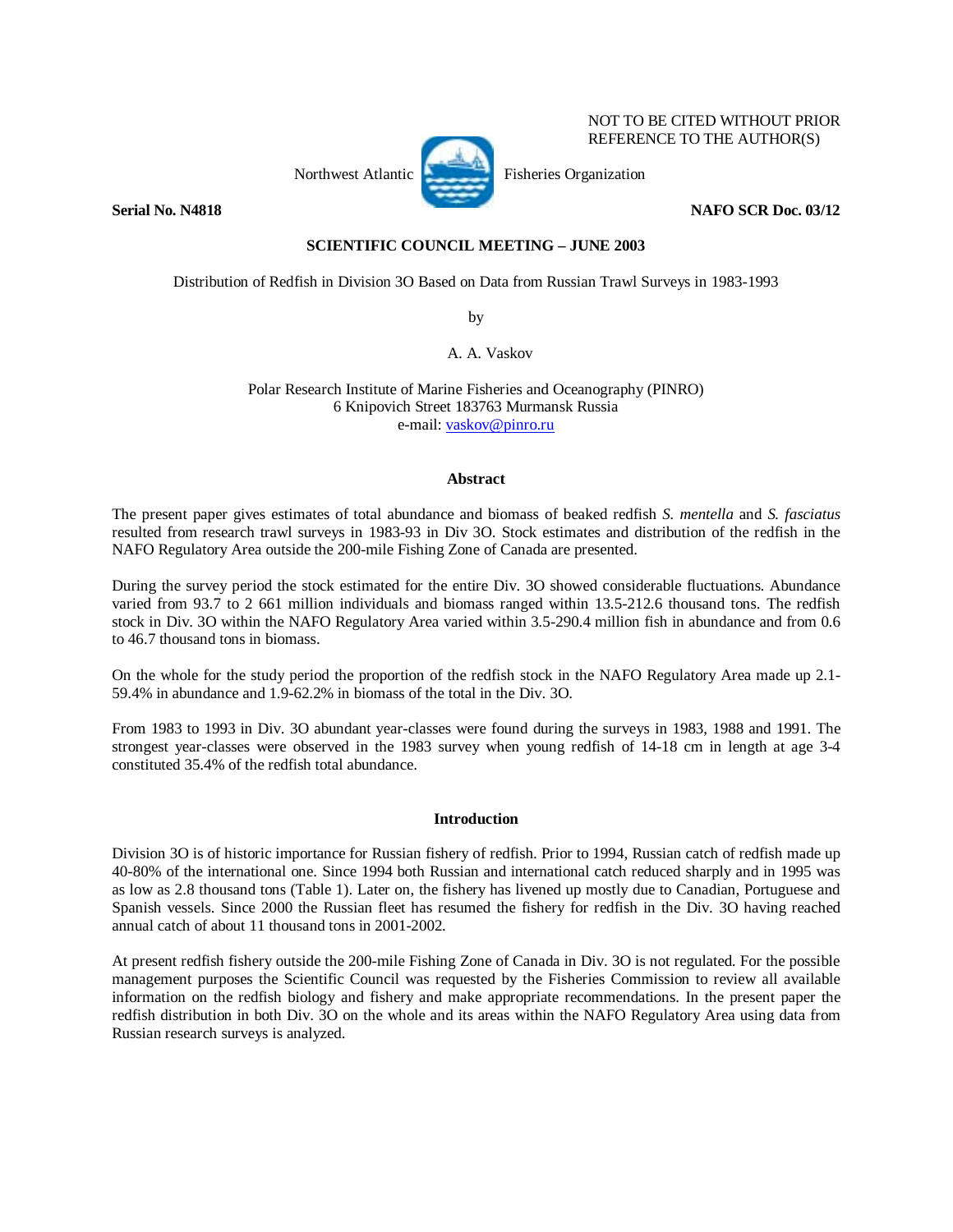NOT TO BE CITED WITHOUT PRIOR REFERENCE TO THE AUTHOR(S)

Northwest Atlantic Fisheries Organization

**Serial No. N4818** **NAFO SCR Doc. 03/12**

**SCIENTIFIC COUNCIL MEETING – JUNE 2003**

Distribution of Redfish in Division 3O Based on Data from Russian Trawl Surveys in 1983-1993

by

A. A. Vaskov

Polar Research Institute of Marine Fisheries and Oceanography (PINRO)
6 Knipovich Street 183763 Murmansk Russia
e-mail: vaskov@pinro.ru

## Abstract

The present paper gives estimates of total abundance and biomass of beaked redfish *S. mentella* and *S. fasciatus* resulted from research trawl surveys in 1983-93 in Div 3O. Stock estimates and distribution of the redfish in the NAFO Regulatory Area outside the 200-mile Fishing Zone of Canada are presented.

During the survey period the stock estimated for the entire Div. 3O showed considerable fluctuations. Abundance varied from 93.7 to 2 661 million individuals and biomass ranged within 13.5-212.6 thousand tons. The redfish stock in Div. 3O within the NAFO Regulatory Area varied within 3.5-290.4 million fish in abundance and from 0.6 to 46.7 thousand tons in biomass.

On the whole for the study period the proportion of the redfish stock in the NAFO Regulatory Area made up 2.1-59.4% in abundance and 1.9-62.2% in biomass of the total in the Div. 3O.

From 1983 to 1993 in Div. 3O abundant year-classes were found during the surveys in 1983, 1988 and 1991. The strongest year-classes were observed in the 1983 survey when young redfish of 14-18 cm in length at age 3-4 constituted 35.4% of the redfish total abundance.

## Introduction

Division 3O is of historic importance for Russian fishery of redfish. Prior to 1994, Russian catch of redfish made up 40-80% of the international one. Since 1994 both Russian and international catch reduced sharply and in 1995 was as low as 2.8 thousand tons (Table 1). Later on, the fishery has livened up mostly due to Canadian, Portuguese and Spanish vessels. Since 2000 the Russian fleet has resumed the fishery for redfish in the Div. 3O having reached annual catch of about 11 thousand tons in 2001-2002.

At present redfish fishery outside the 200-mile Fishing Zone of Canada in Div. 3O is not regulated. For the possible management purposes the Scientific Council was requested by the Fisheries Commission to review all available information on the redfish biology and fishery and make appropriate recommendations. In the present paper the redfish distribution in both Div. 3O on the whole and its areas within the NAFO Regulatory Area using data from Russian research surveys is analyzed.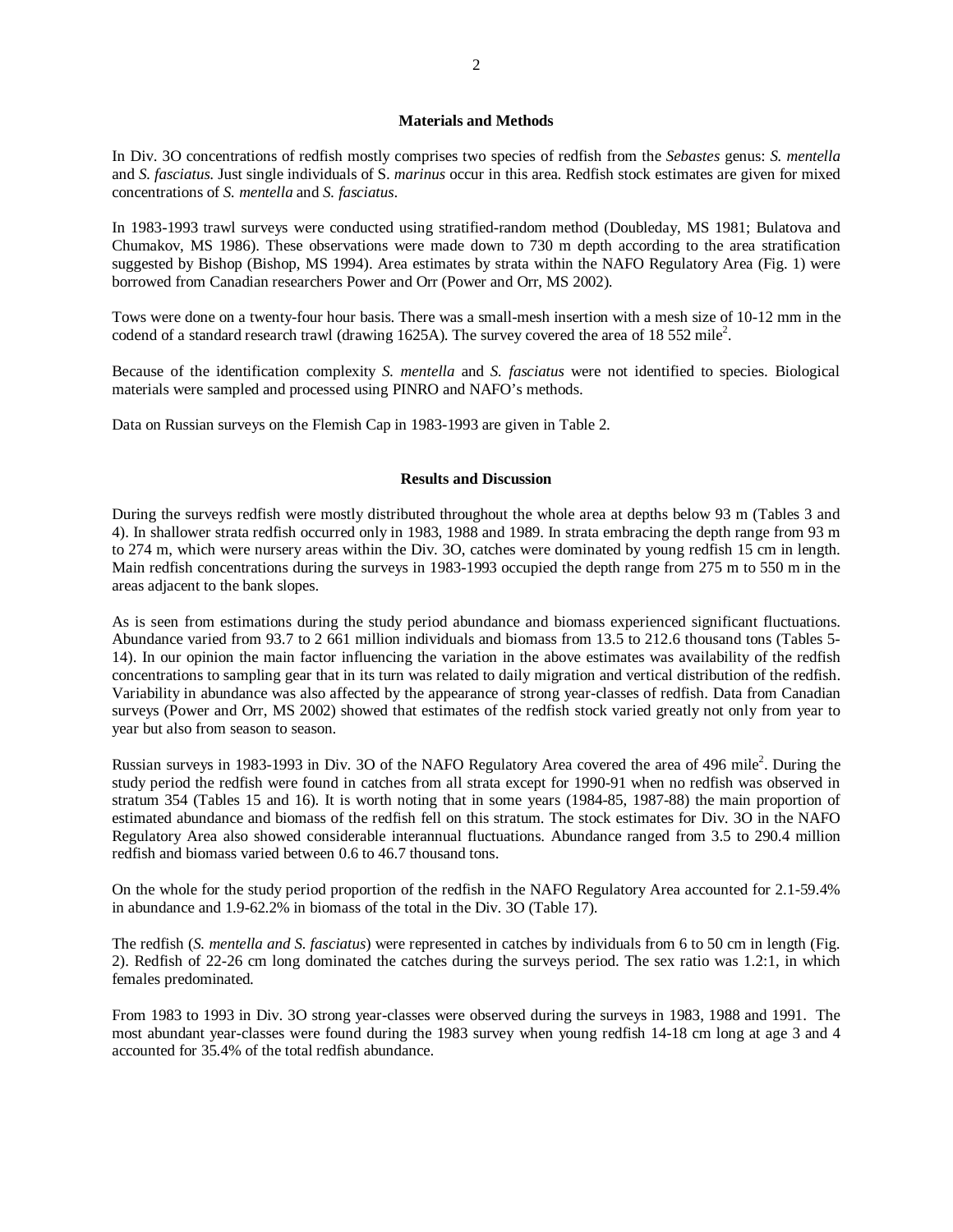## Materials and Methods

In Div. 3O concentrations of redfish mostly comprises two species of redfish from the *Sebastes* genus: *S. mentella* and *S. fasciatus*. Just single individuals of S. *marinus* occur in this area. Redfish stock estimates are given for mixed concentrations of *S. mentella* and *S. fasciatus*.

In 1983-1993 trawl surveys were conducted using stratified-random method (Doubleday, MS 1981; Bulatova and Chumakov, MS 1986). These observations were made down to 730 m depth according to the area stratification suggested by Bishop (Bishop, MS 1994). Area estimates by strata within the NAFO Regulatory Area (Fig. 1) were borrowed from Canadian researchers Power and Orr (Power and Orr, MS 2002).

Tows were done on a twenty-four hour basis. There was a small-mesh insertion with a mesh size of 10-12 mm in the codend of a standard research trawl (drawing 1625A). The survey covered the area of 18 552 mile$^2$.

Because of the identification complexity *S. mentella* and *S. fasciatus* were not identified to species. Biological materials were sampled and processed using PINRO and NAFO's methods.

Data on Russian surveys on the Flemish Cap in 1983-1993 are given in Table 2.

## Results and Discussion

During the surveys redfish were mostly distributed throughout the whole area at depths below 93 m (Tables 3 and 4). In shallower strata redfish occurred only in 1983, 1988 and 1989. In strata embracing the depth range from 93 m to 274 m, which were nursery areas within the Div. 3O, catches were dominated by young redfish 15 cm in length. Main redfish concentrations during the surveys in 1983-1993 occupied the depth range from 275 m to 550 m in the areas adjacent to the bank slopes.

As is seen from estimations during the study period abundance and biomass experienced significant fluctuations. Abundance varied from 93.7 to 2 661 million individuals and biomass from 13.5 to 212.6 thousand tons (Tables 5-14). In our opinion the main factor influencing the variation in the above estimates was availability of the redfish concentrations to sampling gear that in its turn was related to daily migration and vertical distribution of the redfish. Variability in abundance was also affected by the appearance of strong year-classes of redfish. Data from Canadian surveys (Power and Orr, MS 2002) showed that estimates of the redfish stock varied greatly not only from year to year but also from season to season.

Russian surveys in 1983-1993 in Div. 3O of the NAFO Regulatory Area covered the area of 496 mile$^2$. During the study period the redfish were found in catches from all strata except for 1990-91 when no redfish was observed in stratum 354 (Tables 15 and 16). It is worth noting that in some years (1984-85, 1987-88) the main proportion of estimated abundance and biomass of the redfish fell on this stratum. The stock estimates for Div. 3O in the NAFO Regulatory Area also showed considerable interannual fluctuations. Abundance ranged from 3.5 to 290.4 million redfish and biomass varied between 0.6 to 46.7 thousand tons.

On the whole for the study period proportion of the redfish in the NAFO Regulatory Area accounted for 2.1-59.4% in abundance and 1.9-62.2% in biomass of the total in the Div. 3O (Table 17).

The redfish (*S. mentella and S. fasciatus*) were represented in catches by individuals from 6 to 50 cm in length (Fig. 2). Redfish of 22-26 cm long dominated the catches during the surveys period. The sex ratio was 1.2:1, in which females predominated.

From 1983 to 1993 in Div. 3O strong year-classes were observed during the surveys in 1983, 1988 and 1991. The most abundant year-classes were found during the 1983 survey when young redfish 14-18 cm long at age 3 and 4 accounted for 35.4% of the total redfish abundance.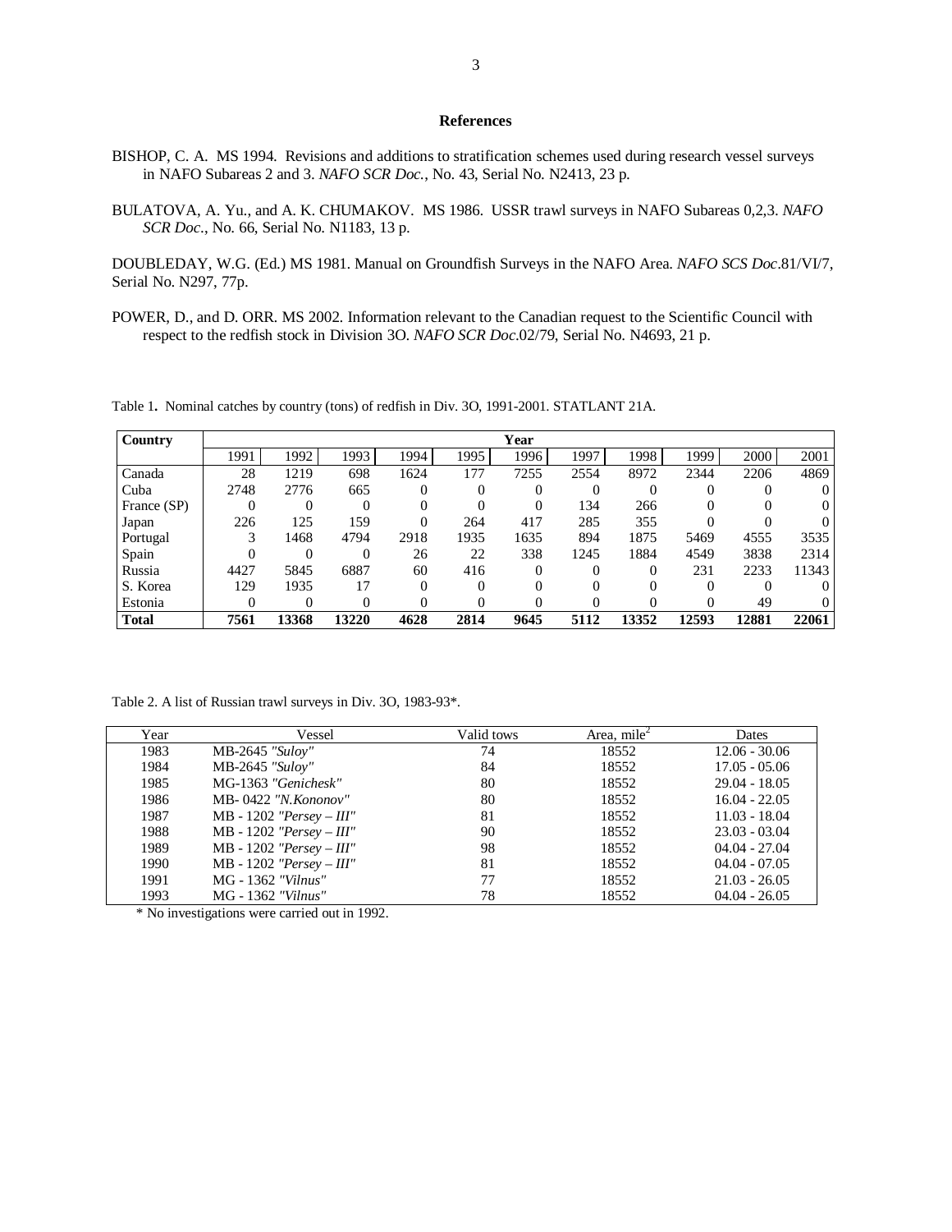## References

BISHOP, C. A. MS 1994. Revisions and additions to stratification schemes used during research vessel surveys in NAFO Subareas 2 and 3. *NAFO SCR Doc.*, No. 43, Serial No. N2413, 23 p.

BULATOVA, A. Yu., and A. K. CHUMAKOV. MS 1986. USSR trawl surveys in NAFO Subareas 0,2,3. *NAFO SCR Doc.*, No. 66, Serial No. N1183, 13 p.

DOUBLEDAY, W.G. (Ed.) MS 1981. Manual on Groundfish Surveys in the NAFO Area. *NAFO SCS Doc*.81/VI/7, Serial No. N297, 77p.

POWER, D., and D. ORR. MS 2002. Information relevant to the Canadian request to the Scientific Council with respect to the redfish stock in Division 3O. *NAFO SCR Doc*.02/79, Serial No. N4693, 21 p.

Table 1**.** Nominal catches by country (tons) of redfish in Div. 3O, 1991-2001. STATLANT 21A.

| **Country** | **Year** | | | | | | | | | | |
|---|---|---|---|---|---|---|---|---|---|---|---|
| | 1991 | 1992 | 1993 | 1994 | 1995 | 1996 | 1997 | 1998 | 1999 | 2000 | 2001 |
| Canada | 28 | 1219 | 698 | 1624 | 177 | 7255 | 2554 | 8972 | 2344 | 2206 | 4869 |
| Cuba | 2748 | 2776 | 665 | 0 | 0 | 0 | 0 | 0 | 0 | 0 | 0 |
| France (SP) | 0 | 0 | 0 | 0 | 0 | 0 | 134 | 266 | 0 | 0 | 0 |
| Japan | 226 | 125 | 159 | 0 | 264 | 417 | 285 | 355 | 0 | 0 | 0 |
| Portugal | 3 | 1468 | 4794 | 2918 | 1935 | 1635 | 894 | 1875 | 5469 | 4555 | 3535 |
| Spain | 0 | 0 | 0 | 26 | 22 | 338 | 1245 | 1884 | 4549 | 3838 | 2314 |
| Russia | 4427 | 5845 | 6887 | 60 | 416 | 0 | 0 | 0 | 231 | 2233 | 11343 |
| S. Korea | 129 | 1935 | 17 | 0 | 0 | 0 | 0 | 0 | 0 | 0 | 0 |
| Estonia | 0 | 0 | 0 | 0 | 0 | 0 | 0 | 0 | 0 | 49 | 0 |
| **Total** | **7561** | **13368** | **13220** | **4628** | **2814** | **9645** | **5112** | **13352** | **12593** | **12881** | **22061** |

Table 2. A list of Russian trawl surveys in Div. 3O, 1983-93*.

| Year | Vessel | Valid tows | Area, mile$^2$ | Dates |
|---|---|---|---|---|
| 1983 | MB-2645 *"Suloy"* | 74 | 18552 | 12.06 - 30.06 |
| 1984 | MB-2645 *"Suloy"* | 84 | 18552 | 17.05 - 05.06 |
| 1985 | MG-1363 *"Genichesk"* | 80 | 18552 | 29.04 - 18.05 |
| 1986 | MB- 0422 *"N.Kononov"* | 80 | 18552 | 16.04 - 22.05 |
| 1987 | MB - 1202 *"Persey – III"* | 81 | 18552 | 11.03 - 18.04 |
| 1988 | MB - 1202 *"Persey – III"* | 90 | 18552 | 23.03 - 03.04 |
| 1989 | MB - 1202 *"Persey – III"* | 98 | 18552 | 04.04 - 27.04 |
| 1990 | MB - 1202 *"Persey – III"* | 81 | 18552 | 04.04 - 07.05 |
| 1991 | MG - 1362 *"Vilnus"* | 77 | 18552 | 21.03 - 26.05 |
| 1993 | MG - 1362 *"Vilnus"* | 78 | 18552 | 04.04 - 26.05 |

\* No investigations were carried out in 1992.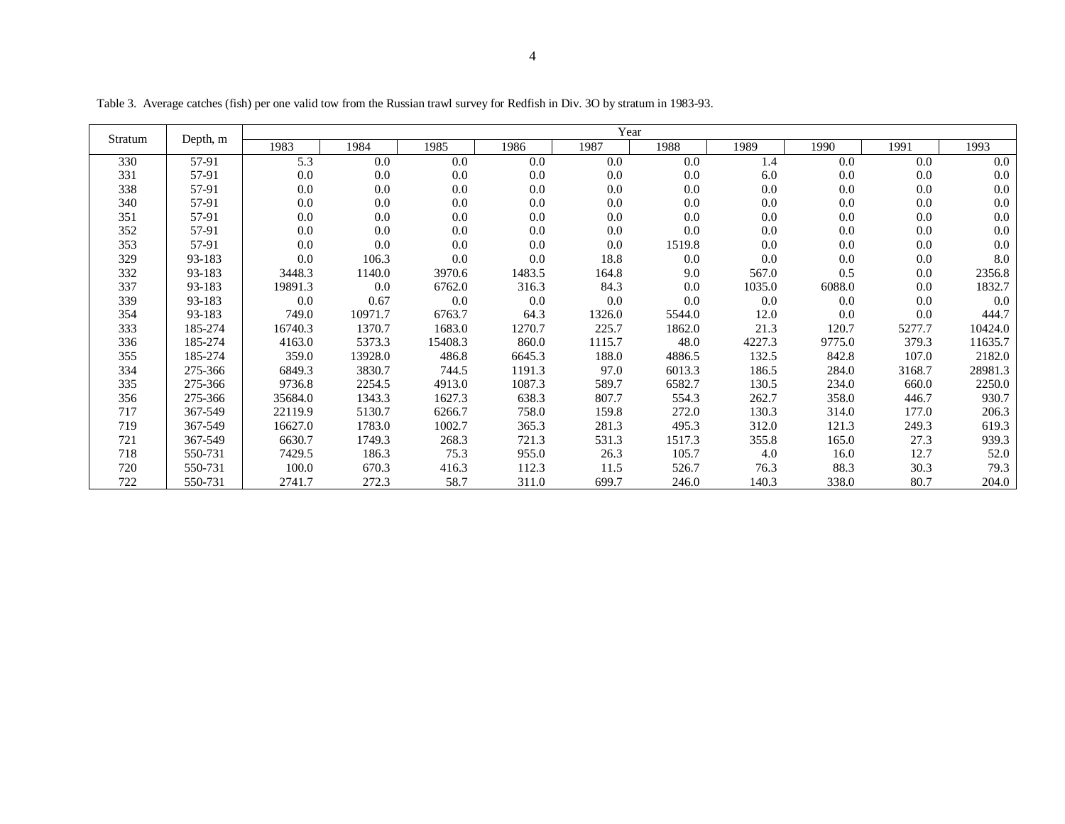Table 3. Average catches (fish) per one valid tow from the Russian trawl survey for Redfish in Div. 3O by stratum in 1983-93.

| Stratum | Depth, m | Year | | | | | | | | | |
|---|---|---|---|---|---|---|---|---|---|---|---|
| | | 1983 | 1984 | 1985 | 1986 | 1987 | 1988 | 1989 | 1990 | 1991 | 1993 |
| 330 | 57-91 | 5.3 | 0.0 | 0.0 | 0.0 | 0.0 | 0.0 | 1.4 | 0.0 | 0.0 | 0.0 |
| 331 | 57-91 | 0.0 | 0.0 | 0.0 | 0.0 | 0.0 | 0.0 | 6.0 | 0.0 | 0.0 | 0.0 |
| 338 | 57-91 | 0.0 | 0.0 | 0.0 | 0.0 | 0.0 | 0.0 | 0.0 | 0.0 | 0.0 | 0.0 |
| 340 | 57-91 | 0.0 | 0.0 | 0.0 | 0.0 | 0.0 | 0.0 | 0.0 | 0.0 | 0.0 | 0.0 |
| 351 | 57-91 | 0.0 | 0.0 | 0.0 | 0.0 | 0.0 | 0.0 | 0.0 | 0.0 | 0.0 | 0.0 |
| 352 | 57-91 | 0.0 | 0.0 | 0.0 | 0.0 | 0.0 | 0.0 | 0.0 | 0.0 | 0.0 | 0.0 |
| 353 | 57-91 | 0.0 | 0.0 | 0.0 | 0.0 | 0.0 | 1519.8 | 0.0 | 0.0 | 0.0 | 0.0 |
| 329 | 93-183 | 0.0 | 106.3 | 0.0 | 0.0 | 18.8 | 0.0 | 0.0 | 0.0 | 0.0 | 8.0 |
| 332 | 93-183 | 3448.3 | 1140.0 | 3970.6 | 1483.5 | 164.8 | 9.0 | 567.0 | 0.5 | 0.0 | 2356.8 |
| 337 | 93-183 | 19891.3 | 0.0 | 6762.0 | 316.3 | 84.3 | 0.0 | 1035.0 | 6088.0 | 0.0 | 1832.7 |
| 339 | 93-183 | 0.0 | 0.67 | 0.0 | 0.0 | 0.0 | 0.0 | 0.0 | 0.0 | 0.0 | 0.0 |
| 354 | 93-183 | 749.0 | 10971.7 | 6763.7 | 64.3 | 1326.0 | 5544.0 | 12.0 | 0.0 | 0.0 | 444.7 |
| 333 | 185-274 | 16740.3 | 1370.7 | 1683.0 | 1270.7 | 225.7 | 1862.0 | 21.3 | 120.7 | 5277.7 | 10424.0 |
| 336 | 185-274 | 4163.0 | 5373.3 | 15408.3 | 860.0 | 1115.7 | 48.0 | 4227.3 | 9775.0 | 379.3 | 11635.7 |
| 355 | 185-274 | 359.0 | 13928.0 | 486.8 | 6645.3 | 188.0 | 4886.5 | 132.5 | 842.8 | 107.0 | 2182.0 |
| 334 | 275-366 | 6849.3 | 3830.7 | 744.5 | 1191.3 | 97.0 | 6013.3 | 186.5 | 284.0 | 3168.7 | 28981.3 |
| 335 | 275-366 | 9736.8 | 2254.5 | 4913.0 | 1087.3 | 589.7 | 6582.7 | 130.5 | 234.0 | 660.0 | 2250.0 |
| 356 | 275-366 | 35684.0 | 1343.3 | 1627.3 | 638.3 | 807.7 | 554.3 | 262.7 | 358.0 | 446.7 | 930.7 |
| 717 | 367-549 | 22119.9 | 5130.7 | 6266.7 | 758.0 | 159.8 | 272.0 | 130.3 | 314.0 | 177.0 | 206.3 |
| 719 | 367-549 | 16627.0 | 1783.0 | 1002.7 | 365.3 | 281.3 | 495.3 | 312.0 | 121.3 | 249.3 | 619.3 |
| 721 | 367-549 | 6630.7 | 1749.3 | 268.3 | 721.3 | 531.3 | 1517.3 | 355.8 | 165.0 | 27.3 | 939.3 |
| 718 | 550-731 | 7429.5 | 186.3 | 75.3 | 955.0 | 26.3 | 105.7 | 4.0 | 16.0 | 12.7 | 52.0 |
| 720 | 550-731 | 100.0 | 670.3 | 416.3 | 112.3 | 11.5 | 526.7 | 76.3 | 88.3 | 30.3 | 79.3 |
| 722 | 550-731 | 2741.7 | 272.3 | 58.7 | 311.0 | 699.7 | 246.0 | 140.3 | 338.0 | 80.7 | 204.0 |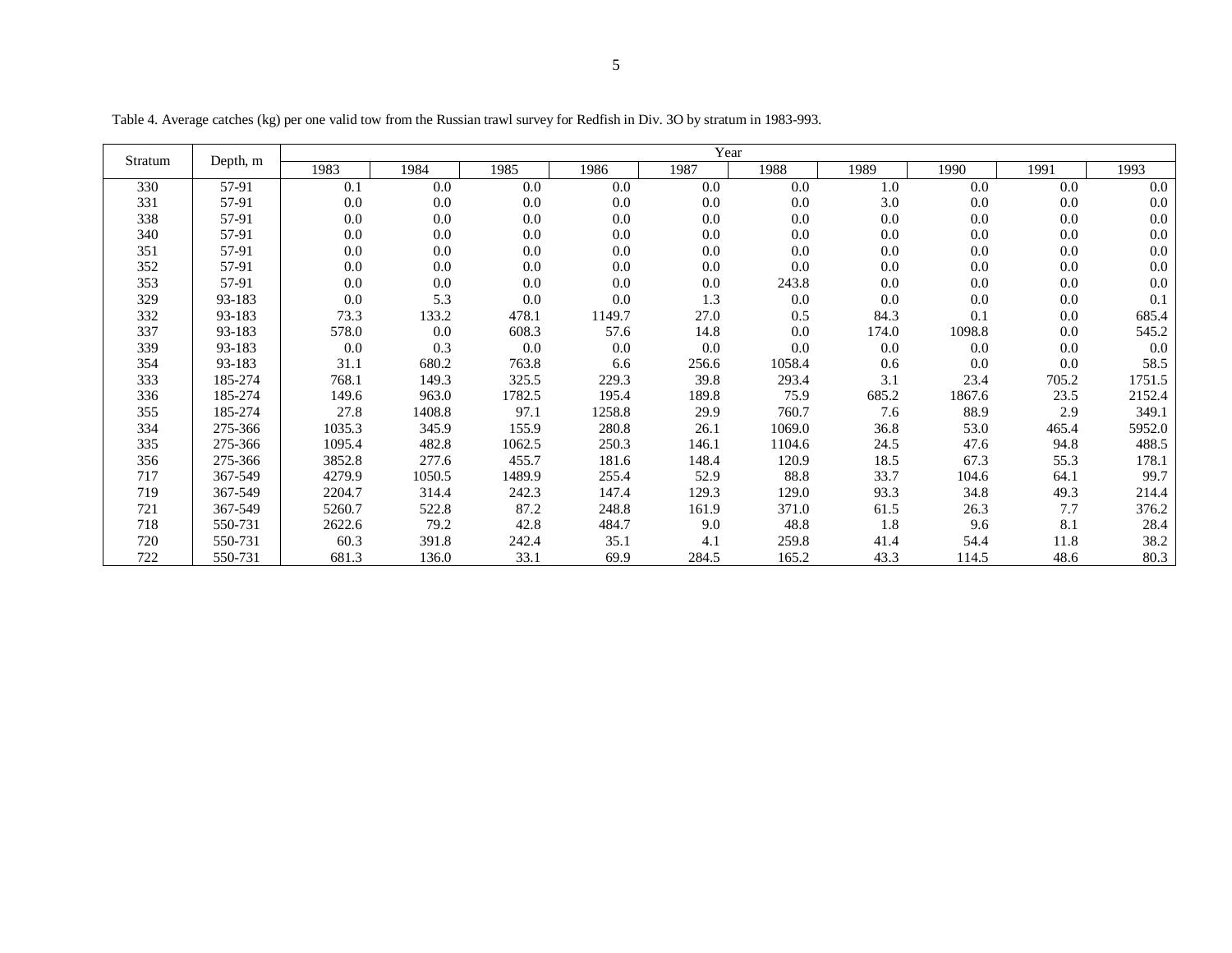Table 4. Average catches (kg) per one valid tow from the Russian trawl survey for Redfish in Div. 3O by stratum in 1983-993.

| Stratum | Depth, m | Year | | | | | | | | | |
|---|---|---|---|---|---|---|---|---|---|---|---|
| | | 1983 | 1984 | 1985 | 1986 | 1987 | 1988 | 1989 | 1990 | 1991 | 1993 |
| 330 | 57-91 | 0.1 | 0.0 | 0.0 | 0.0 | 0.0 | 0.0 | 1.0 | 0.0 | 0.0 | 0.0 |
| 331 | 57-91 | 0.0 | 0.0 | 0.0 | 0.0 | 0.0 | 0.0 | 3.0 | 0.0 | 0.0 | 0.0 |
| 338 | 57-91 | 0.0 | 0.0 | 0.0 | 0.0 | 0.0 | 0.0 | 0.0 | 0.0 | 0.0 | 0.0 |
| 340 | 57-91 | 0.0 | 0.0 | 0.0 | 0.0 | 0.0 | 0.0 | 0.0 | 0.0 | 0.0 | 0.0 |
| 351 | 57-91 | 0.0 | 0.0 | 0.0 | 0.0 | 0.0 | 0.0 | 0.0 | 0.0 | 0.0 | 0.0 |
| 352 | 57-91 | 0.0 | 0.0 | 0.0 | 0.0 | 0.0 | 0.0 | 0.0 | 0.0 | 0.0 | 0.0 |
| 353 | 57-91 | 0.0 | 0.0 | 0.0 | 0.0 | 0.0 | 243.8 | 0.0 | 0.0 | 0.0 | 0.0 |
| 329 | 93-183 | 0.0 | 5.3 | 0.0 | 0.0 | 1.3 | 0.0 | 0.0 | 0.0 | 0.0 | 0.1 |
| 332 | 93-183 | 73.3 | 133.2 | 478.1 | 1149.7 | 27.0 | 0.5 | 84.3 | 0.1 | 0.0 | 685.4 |
| 337 | 93-183 | 578.0 | 0.0 | 608.3 | 57.6 | 14.8 | 0.0 | 174.0 | 1098.8 | 0.0 | 545.2 |
| 339 | 93-183 | 0.0 | 0.3 | 0.0 | 0.0 | 0.0 | 0.0 | 0.0 | 0.0 | 0.0 | 0.0 |
| 354 | 93-183 | 31.1 | 680.2 | 763.8 | 6.6 | 256.6 | 1058.4 | 0.6 | 0.0 | 0.0 | 58.5 |
| 333 | 185-274 | 768.1 | 149.3 | 325.5 | 229.3 | 39.8 | 293.4 | 3.1 | 23.4 | 705.2 | 1751.5 |
| 336 | 185-274 | 149.6 | 963.0 | 1782.5 | 195.4 | 189.8 | 75.9 | 685.2 | 1867.6 | 23.5 | 2152.4 |
| 355 | 185-274 | 27.8 | 1408.8 | 97.1 | 1258.8 | 29.9 | 760.7 | 7.6 | 88.9 | 2.9 | 349.1 |
| 334 | 275-366 | 1035.3 | 345.9 | 155.9 | 280.8 | 26.1 | 1069.0 | 36.8 | 53.0 | 465.4 | 5952.0 |
| 335 | 275-366 | 1095.4 | 482.8 | 1062.5 | 250.3 | 146.1 | 1104.6 | 24.5 | 47.6 | 94.8 | 488.5 |
| 356 | 275-366 | 3852.8 | 277.6 | 455.7 | 181.6 | 148.4 | 120.9 | 18.5 | 67.3 | 55.3 | 178.1 |
| 717 | 367-549 | 4279.9 | 1050.5 | 1489.9 | 255.4 | 52.9 | 88.8 | 33.7 | 104.6 | 64.1 | 99.7 |
| 719 | 367-549 | 2204.7 | 314.4 | 242.3 | 147.4 | 129.3 | 129.0 | 93.3 | 34.8 | 49.3 | 214.4 |
| 721 | 367-549 | 5260.7 | 522.8 | 87.2 | 248.8 | 161.9 | 371.0 | 61.5 | 26.3 | 7.7 | 376.2 |
| 718 | 550-731 | 2622.6 | 79.2 | 42.8 | 484.7 | 9.0 | 48.8 | 1.8 | 9.6 | 8.1 | 28.4 |
| 720 | 550-731 | 60.3 | 391.8 | 242.4 | 35.1 | 4.1 | 259.8 | 41.4 | 54.4 | 11.8 | 38.2 |
| 722 | 550-731 | 681.3 | 136.0 | 33.1 | 69.9 | 284.5 | 165.2 | 43.3 | 114.5 | 48.6 | 80.3 |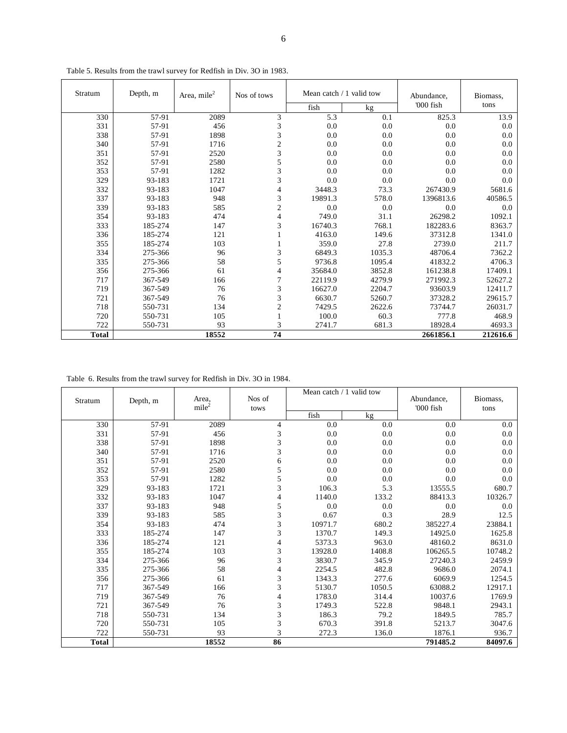Table 5. Results from the trawl survey for Redfish in Div. 3O in 1983.

| Stratum | Depth, m | Area, mile$^2$ | Nos of tows | Mean catch / 1 valid tow | | Abundance, '000 fish | Biomass, tons |
|---|---|---|---|---|---|---|---|
| | | | | fish | kg | | |
| 330 | 57-91 | 2089 | 3 | 5.3 | 0.1 | 825.3 | 13.9 |
| 331 | 57-91 | 456 | 3 | 0.0 | 0.0 | 0.0 | 0.0 |
| 338 | 57-91 | 1898 | 3 | 0.0 | 0.0 | 0.0 | 0.0 |
| 340 | 57-91 | 1716 | 2 | 0.0 | 0.0 | 0.0 | 0.0 |
| 351 | 57-91 | 2520 | 3 | 0.0 | 0.0 | 0.0 | 0.0 |
| 352 | 57-91 | 2580 | 5 | 0.0 | 0.0 | 0.0 | 0.0 |
| 353 | 57-91 | 1282 | 3 | 0.0 | 0.0 | 0.0 | 0.0 |
| 329 | 93-183 | 1721 | 3 | 0.0 | 0.0 | 0.0 | 0.0 |
| 332 | 93-183 | 1047 | 4 | 3448.3 | 73.3 | 267430.9 | 5681.6 |
| 337 | 93-183 | 948 | 3 | 19891.3 | 578.0 | 1396813.6 | 40586.5 |
| 339 | 93-183 | 585 | 2 | 0.0 | 0.0 | 0.0 | 0.0 |
| 354 | 93-183 | 474 | 4 | 749.0 | 31.1 | 26298.2 | 1092.1 |
| 333 | 185-274 | 147 | 3 | 16740.3 | 768.1 | 182283.6 | 8363.7 |
| 336 | 185-274 | 121 | 1 | 4163.0 | 149.6 | 37312.8 | 1341.0 |
| 355 | 185-274 | 103 | 1 | 359.0 | 27.8 | 2739.0 | 211.7 |
| 334 | 275-366 | 96 | 3 | 6849.3 | 1035.3 | 48706.4 | 7362.2 |
| 335 | 275-366 | 58 | 5 | 9736.8 | 1095.4 | 41832.2 | 4706.3 |
| 356 | 275-366 | 61 | 4 | 35684.0 | 3852.8 | 161238.8 | 17409.1 |
| 717 | 367-549 | 166 | 7 | 22119.9 | 4279.9 | 271992.3 | 52627.2 |
| 719 | 367-549 | 76 | 3 | 16627.0 | 2204.7 | 93603.9 | 12411.7 |
| 721 | 367-549 | 76 | 3 | 6630.7 | 5260.7 | 37328.2 | 29615.7 |
| 718 | 550-731 | 134 | 2 | 7429.5 | 2622.6 | 73744.7 | 26031.7 |
| 720 | 550-731 | 105 | 1 | 100.0 | 60.3 | 777.8 | 468.9 |
| 722 | 550-731 | 93 | 3 | 2741.7 | 681.3 | 18928.4 | 4693.3 |
| **Total** | | **18552** | **74** | | | **2661856.1** | **212616.6** |

Table 6. Results from the trawl survey for Redfish in Div. 3O in 1984.

| Stratum | Depth, m | Area, mile$^2$ | Nos of tows | Mean catch / 1 valid tow | | Abundance, '000 fish | Biomass, tons |
|---|---|---|---|---|---|---|---|
| | | | | fish | kg | | |
| 330 | 57-91 | 2089 | 4 | 0.0 | 0.0 | 0.0 | 0.0 |
| 331 | 57-91 | 456 | 3 | 0.0 | 0.0 | 0.0 | 0.0 |
| 338 | 57-91 | 1898 | 3 | 0.0 | 0.0 | 0.0 | 0.0 |
| 340 | 57-91 | 1716 | 3 | 0.0 | 0.0 | 0.0 | 0.0 |
| 351 | 57-91 | 2520 | 6 | 0.0 | 0.0 | 0.0 | 0.0 |
| 352 | 57-91 | 2580 | 5 | 0.0 | 0.0 | 0.0 | 0.0 |
| 353 | 57-91 | 1282 | 5 | 0.0 | 0.0 | 0.0 | 0.0 |
| 329 | 93-183 | 1721 | 3 | 106.3 | 5.3 | 13555.5 | 680.7 |
| 332 | 93-183 | 1047 | 4 | 1140.0 | 133.2 | 88413.3 | 10326.7 |
| 337 | 93-183 | 948 | 5 | 0.0 | 0.0 | 0.0 | 0.0 |
| 339 | 93-183 | 585 | 3 | 0.67 | 0.3 | 28.9 | 12.5 |
| 354 | 93-183 | 474 | 3 | 10971.7 | 680.2 | 385227.4 | 23884.1 |
| 333 | 185-274 | 147 | 3 | 1370.7 | 149.3 | 14925.0 | 1625.8 |
| 336 | 185-274 | 121 | 4 | 5373.3 | 963.0 | 48160.2 | 8631.0 |
| 355 | 185-274 | 103 | 3 | 13928.0 | 1408.8 | 106265.5 | 10748.2 |
| 334 | 275-366 | 96 | 3 | 3830.7 | 345.9 | 27240.3 | 2459.9 |
| 335 | 275-366 | 58 | 4 | 2254.5 | 482.8 | 9686.0 | 2074.1 |
| 356 | 275-366 | 61 | 3 | 1343.3 | 277.6 | 6069.9 | 1254.5 |
| 717 | 367-549 | 166 | 3 | 5130.7 | 1050.5 | 63088.2 | 12917.1 |
| 719 | 367-549 | 76 | 4 | 1783.0 | 314.4 | 10037.6 | 1769.9 |
| 721 | 367-549 | 76 | 3 | 1749.3 | 522.8 | 9848.1 | 2943.1 |
| 718 | 550-731 | 134 | 3 | 186.3 | 79.2 | 1849.5 | 785.7 |
| 720 | 550-731 | 105 | 3 | 670.3 | 391.8 | 5213.7 | 3047.6 |
| 722 | 550-731 | 93 | 3 | 272.3 | 136.0 | 1876.1 | 936.7 |
| **Total** | | **18552** | **86** | | | **791485.2** | **84097.6** |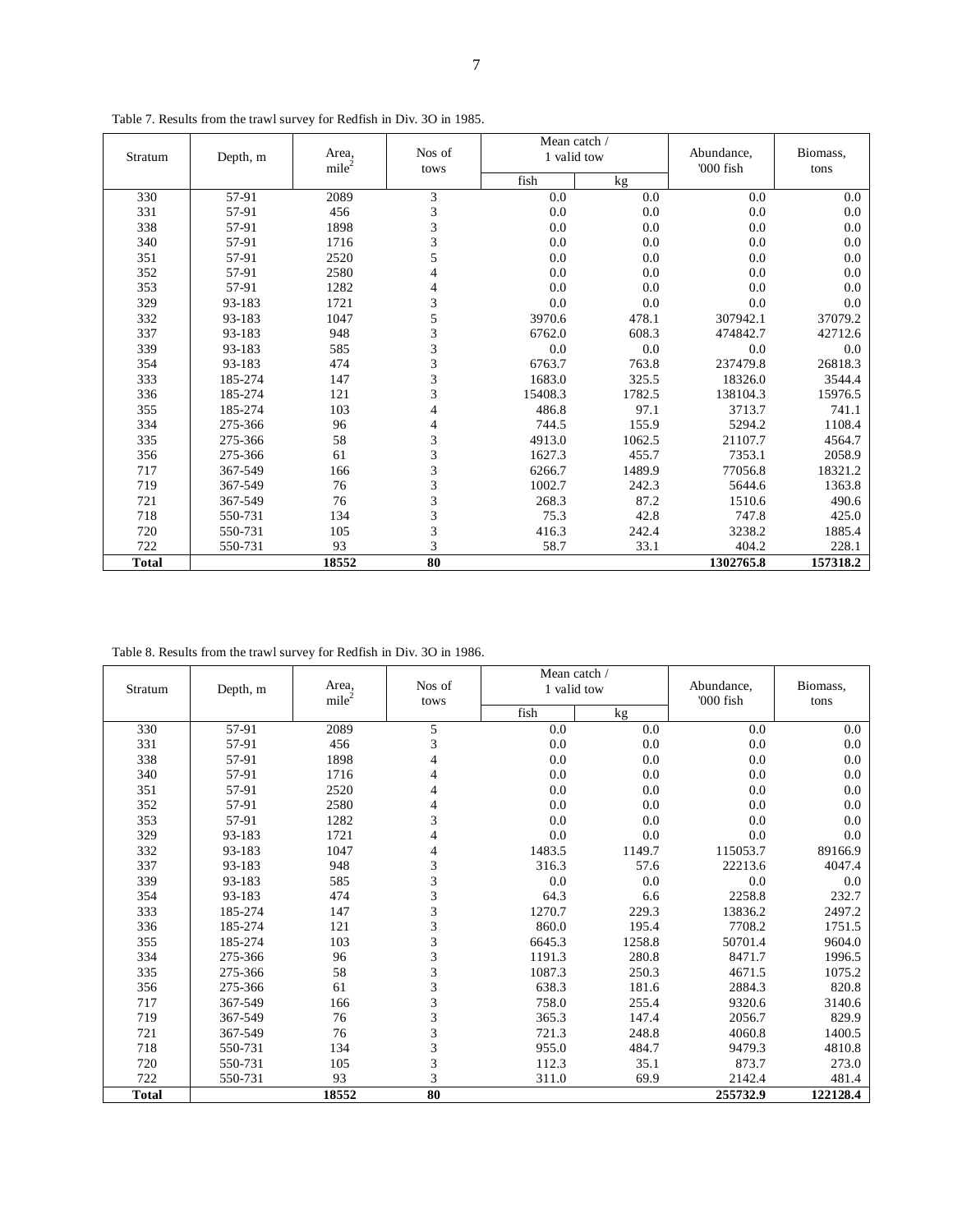Table 7. Results from the trawl survey for Redfish in Div. 3O in 1985.

| Stratum | Depth, m | Area, $mile^2$ | Nos of tows | Mean catch / 1 valid tow | | Abundance, '000 fish | Biomass, tons |
|---|---|---|---|---|---|---|---|
| | | | | fish | kg | | |
| 330 | 57-91 | 2089 | 3 | 0.0 | 0.0 | 0.0 | 0.0 |
| 331 | 57-91 | 456 | 3 | 0.0 | 0.0 | 0.0 | 0.0 |
| 338 | 57-91 | 1898 | 3 | 0.0 | 0.0 | 0.0 | 0.0 |
| 340 | 57-91 | 1716 | 3 | 0.0 | 0.0 | 0.0 | 0.0 |
| 351 | 57-91 | 2520 | 5 | 0.0 | 0.0 | 0.0 | 0.0 |
| 352 | 57-91 | 2580 | 4 | 0.0 | 0.0 | 0.0 | 0.0 |
| 353 | 57-91 | 1282 | 4 | 0.0 | 0.0 | 0.0 | 0.0 |
| 329 | 93-183 | 1721 | 3 | 0.0 | 0.0 | 0.0 | 0.0 |
| 332 | 93-183 | 1047 | 5 | 3970.6 | 478.1 | 307942.1 | 37079.2 |
| 337 | 93-183 | 948 | 3 | 6762.0 | 608.3 | 474842.7 | 42712.6 |
| 339 | 93-183 | 585 | 3 | 0.0 | 0.0 | 0.0 | 0.0 |
| 354 | 93-183 | 474 | 3 | 6763.7 | 763.8 | 237479.8 | 26818.3 |
| 333 | 185-274 | 147 | 3 | 1683.0 | 325.5 | 18326.0 | 3544.4 |
| 336 | 185-274 | 121 | 3 | 15408.3 | 1782.5 | 138104.3 | 15976.5 |
| 355 | 185-274 | 103 | 4 | 486.8 | 97.1 | 3713.7 | 741.1 |
| 334 | 275-366 | 96 | 4 | 744.5 | 155.9 | 5294.2 | 1108.4 |
| 335 | 275-366 | 58 | 3 | 4913.0 | 1062.5 | 21107.7 | 4564.7 |
| 356 | 275-366 | 61 | 3 | 1627.3 | 455.7 | 7353.1 | 2058.9 |
| 717 | 367-549 | 166 | 3 | 6266.7 | 1489.9 | 77056.8 | 18321.2 |
| 719 | 367-549 | 76 | 3 | 1002.7 | 242.3 | 5644.6 | 1363.8 |
| 721 | 367-549 | 76 | 3 | 268.3 | 87.2 | 1510.6 | 490.6 |
| 718 | 550-731 | 134 | 3 | 75.3 | 42.8 | 747.8 | 425.0 |
| 720 | 550-731 | 105 | 3 | 416.3 | 242.4 | 3238.2 | 1885.4 |
| 722 | 550-731 | 93 | 3 | 58.7 | 33.1 | 404.2 | 228.1 |
| **Total** | | **18552** | **80** | | | **1302765.8** | **157318.2** |

Table 8. Results from the trawl survey for Redfish in Div. 3O in 1986.

| Stratum | Depth, m | Area, $mile^2$ | Nos of tows | Mean catch / 1 valid tow | | Abundance, '000 fish | Biomass, tons |
|---|---|---|---|---|---|---|---|
| | | | | fish | kg | | |
| 330 | 57-91 | 2089 | 5 | 0.0 | 0.0 | 0.0 | 0.0 |
| 331 | 57-91 | 456 | 3 | 0.0 | 0.0 | 0.0 | 0.0 |
| 338 | 57-91 | 1898 | 4 | 0.0 | 0.0 | 0.0 | 0.0 |
| 340 | 57-91 | 1716 | 4 | 0.0 | 0.0 | 0.0 | 0.0 |
| 351 | 57-91 | 2520 | 4 | 0.0 | 0.0 | 0.0 | 0.0 |
| 352 | 57-91 | 2580 | 4 | 0.0 | 0.0 | 0.0 | 0.0 |
| 353 | 57-91 | 1282 | 3 | 0.0 | 0.0 | 0.0 | 0.0 |
| 329 | 93-183 | 1721 | 4 | 0.0 | 0.0 | 0.0 | 0.0 |
| 332 | 93-183 | 1047 | 4 | 1483.5 | 1149.7 | 115053.7 | 89166.9 |
| 337 | 93-183 | 948 | 3 | 316.3 | 57.6 | 22213.6 | 4047.4 |
| 339 | 93-183 | 585 | 3 | 0.0 | 0.0 | 0.0 | 0.0 |
| 354 | 93-183 | 474 | 3 | 64.3 | 6.6 | 2258.8 | 232.7 |
| 333 | 185-274 | 147 | 3 | 1270.7 | 229.3 | 13836.2 | 2497.2 |
| 336 | 185-274 | 121 | 3 | 860.0 | 195.4 | 7708.2 | 1751.5 |
| 355 | 185-274 | 103 | 3 | 6645.3 | 1258.8 | 50701.4 | 9604.0 |
| 334 | 275-366 | 96 | 3 | 1191.3 | 280.8 | 8471.7 | 1996.5 |
| 335 | 275-366 | 58 | 3 | 1087.3 | 250.3 | 4671.5 | 1075.2 |
| 356 | 275-366 | 61 | 3 | 638.3 | 181.6 | 2884.3 | 820.8 |
| 717 | 367-549 | 166 | 3 | 758.0 | 255.4 | 9320.6 | 3140.6 |
| 719 | 367-549 | 76 | 3 | 365.3 | 147.4 | 2056.7 | 829.9 |
| 721 | 367-549 | 76 | 3 | 721.3 | 248.8 | 4060.8 | 1400.5 |
| 718 | 550-731 | 134 | 3 | 955.0 | 484.7 | 9479.3 | 4810.8 |
| 720 | 550-731 | 105 | 3 | 112.3 | 35.1 | 873.7 | 273.0 |
| 722 | 550-731 | 93 | 3 | 311.0 | 69.9 | 2142.4 | 481.4 |
| **Total** | | **18552** | **80** | | | **255732.9** | **122128.4** |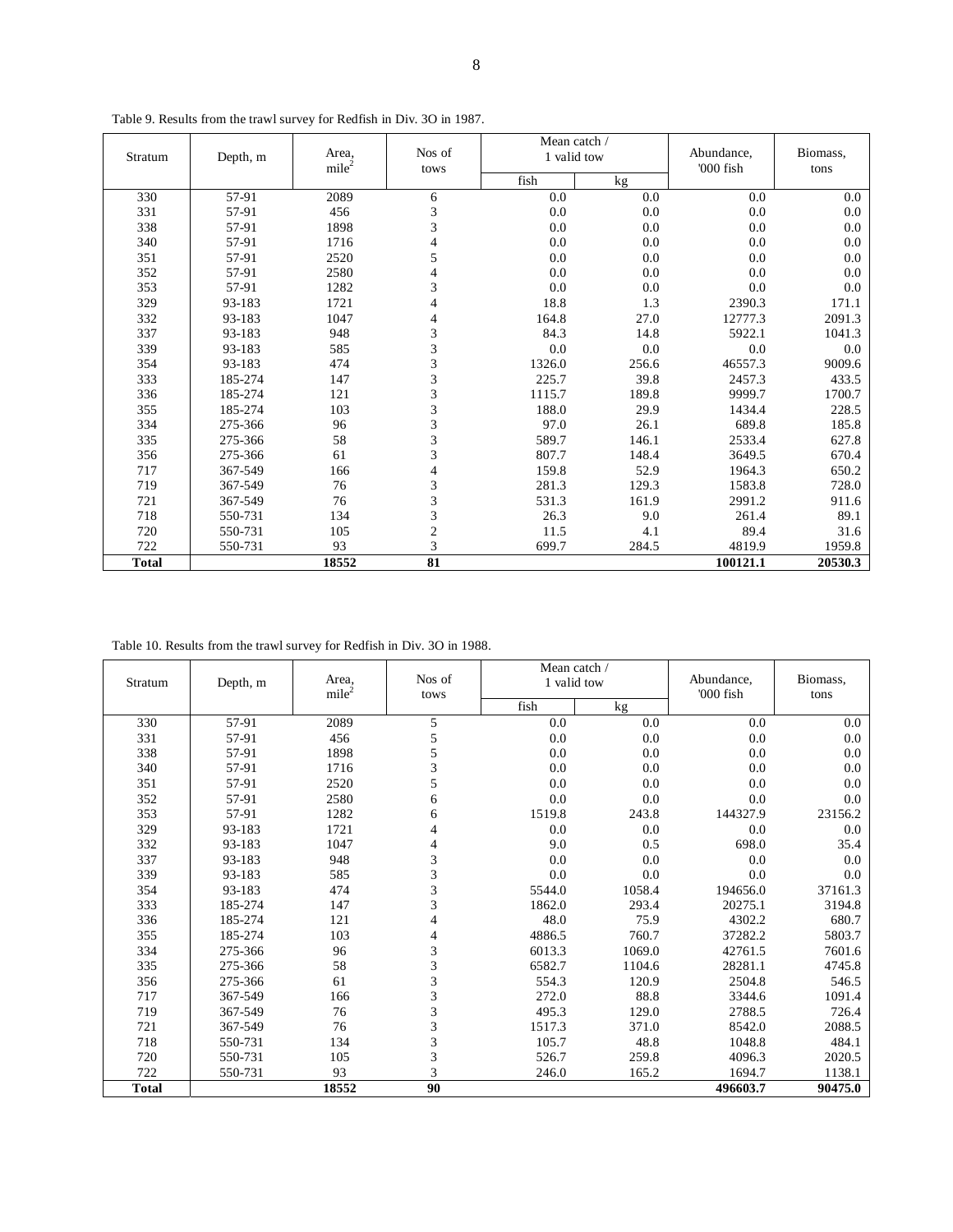Table 9. Results from the trawl survey for Redfish in Div. 3O in 1987.

| Stratum | Depth, m | Area, mile$^2$ | Nos of tows | Mean catch / 1 valid tow | | Abundance, '000 fish | Biomass, tons |
|---|---|---|---|---|---|---|---|
| | | | | fish | kg | | |
| 330 | 57-91 | 2089 | 6 | 0.0 | 0.0 | 0.0 | 0.0 |
| 331 | 57-91 | 456 | 3 | 0.0 | 0.0 | 0.0 | 0.0 |
| 338 | 57-91 | 1898 | 3 | 0.0 | 0.0 | 0.0 | 0.0 |
| 340 | 57-91 | 1716 | 4 | 0.0 | 0.0 | 0.0 | 0.0 |
| 351 | 57-91 | 2520 | 5 | 0.0 | 0.0 | 0.0 | 0.0 |
| 352 | 57-91 | 2580 | 4 | 0.0 | 0.0 | 0.0 | 0.0 |
| 353 | 57-91 | 1282 | 3 | 0.0 | 0.0 | 0.0 | 0.0 |
| 329 | 93-183 | 1721 | 4 | 18.8 | 1.3 | 2390.3 | 171.1 |
| 332 | 93-183 | 1047 | 4 | 164.8 | 27.0 | 12777.3 | 2091.3 |
| 337 | 93-183 | 948 | 3 | 84.3 | 14.8 | 5922.1 | 1041.3 |
| 339 | 93-183 | 585 | 3 | 0.0 | 0.0 | 0.0 | 0.0 |
| 354 | 93-183 | 474 | 3 | 1326.0 | 256.6 | 46557.3 | 9009.6 |
| 333 | 185-274 | 147 | 3 | 225.7 | 39.8 | 2457.3 | 433.5 |
| 336 | 185-274 | 121 | 3 | 1115.7 | 189.8 | 9999.7 | 1700.7 |
| 355 | 185-274 | 103 | 3 | 188.0 | 29.9 | 1434.4 | 228.5 |
| 334 | 275-366 | 96 | 3 | 97.0 | 26.1 | 689.8 | 185.8 |
| 335 | 275-366 | 58 | 3 | 589.7 | 146.1 | 2533.4 | 627.8 |
| 356 | 275-366 | 61 | 3 | 807.7 | 148.4 | 3649.5 | 670.4 |
| 717 | 367-549 | 166 | 4 | 159.8 | 52.9 | 1964.3 | 650.2 |
| 719 | 367-549 | 76 | 3 | 281.3 | 129.3 | 1583.8 | 728.0 |
| 721 | 367-549 | 76 | 3 | 531.3 | 161.9 | 2991.2 | 911.6 |
| 718 | 550-731 | 134 | 3 | 26.3 | 9.0 | 261.4 | 89.1 |
| 720 | 550-731 | 105 | 2 | 11.5 | 4.1 | 89.4 | 31.6 |
| 722 | 550-731 | 93 | 3 | 699.7 | 284.5 | 4819.9 | 1959.8 |
| **Total** | | **18552** | **81** | | | **100121.1** | **20530.3** |

Table 10. Results from the trawl survey for Redfish in Div. 3O in 1988.

| Stratum | Depth, m | Area, mile$^2$ | Nos of tows | Mean catch / 1 valid tow | | Abundance, '000 fish | Biomass, tons |
|---|---|---|---|---|---|---|---|
| | | | | fish | kg | | |
| 330 | 57-91 | 2089 | 5 | 0.0 | 0.0 | 0.0 | 0.0 |
| 331 | 57-91 | 456 | 5 | 0.0 | 0.0 | 0.0 | 0.0 |
| 338 | 57-91 | 1898 | 5 | 0.0 | 0.0 | 0.0 | 0.0 |
| 340 | 57-91 | 1716 | 3 | 0.0 | 0.0 | 0.0 | 0.0 |
| 351 | 57-91 | 2520 | 5 | 0.0 | 0.0 | 0.0 | 0.0 |
| 352 | 57-91 | 2580 | 6 | 0.0 | 0.0 | 0.0 | 0.0 |
| 353 | 57-91 | 1282 | 6 | 1519.8 | 243.8 | 144327.9 | 23156.2 |
| 329 | 93-183 | 1721 | 4 | 0.0 | 0.0 | 0.0 | 0.0 |
| 332 | 93-183 | 1047 | 4 | 9.0 | 0.5 | 698.0 | 35.4 |
| 337 | 93-183 | 948 | 3 | 0.0 | 0.0 | 0.0 | 0.0 |
| 339 | 93-183 | 585 | 3 | 0.0 | 0.0 | 0.0 | 0.0 |
| 354 | 93-183 | 474 | 3 | 5544.0 | 1058.4 | 194656.0 | 37161.3 |
| 333 | 185-274 | 147 | 3 | 1862.0 | 293.4 | 20275.1 | 3194.8 |
| 336 | 185-274 | 121 | 4 | 48.0 | 75.9 | 4302.2 | 680.7 |
| 355 | 185-274 | 103 | 4 | 4886.5 | 760.7 | 37282.2 | 5803.7 |
| 334 | 275-366 | 96 | 3 | 6013.3 | 1069.0 | 42761.5 | 7601.6 |
| 335 | 275-366 | 58 | 3 | 6582.7 | 1104.6 | 28281.1 | 4745.8 |
| 356 | 275-366 | 61 | 3 | 554.3 | 120.9 | 2504.8 | 546.5 |
| 717 | 367-549 | 166 | 3 | 272.0 | 88.8 | 3344.6 | 1091.4 |
| 719 | 367-549 | 76 | 3 | 495.3 | 129.0 | 2788.5 | 726.4 |
| 721 | 367-549 | 76 | 3 | 1517.3 | 371.0 | 8542.0 | 2088.5 |
| 718 | 550-731 | 134 | 3 | 105.7 | 48.8 | 1048.8 | 484.1 |
| 720 | 550-731 | 105 | 3 | 526.7 | 259.8 | 4096.3 | 2020.5 |
| 722 | 550-731 | 93 | 3 | 246.0 | 165.2 | 1694.7 | 1138.1 |
| **Total** | | **18552** | **90** | | | **496603.7** | **90475.0** |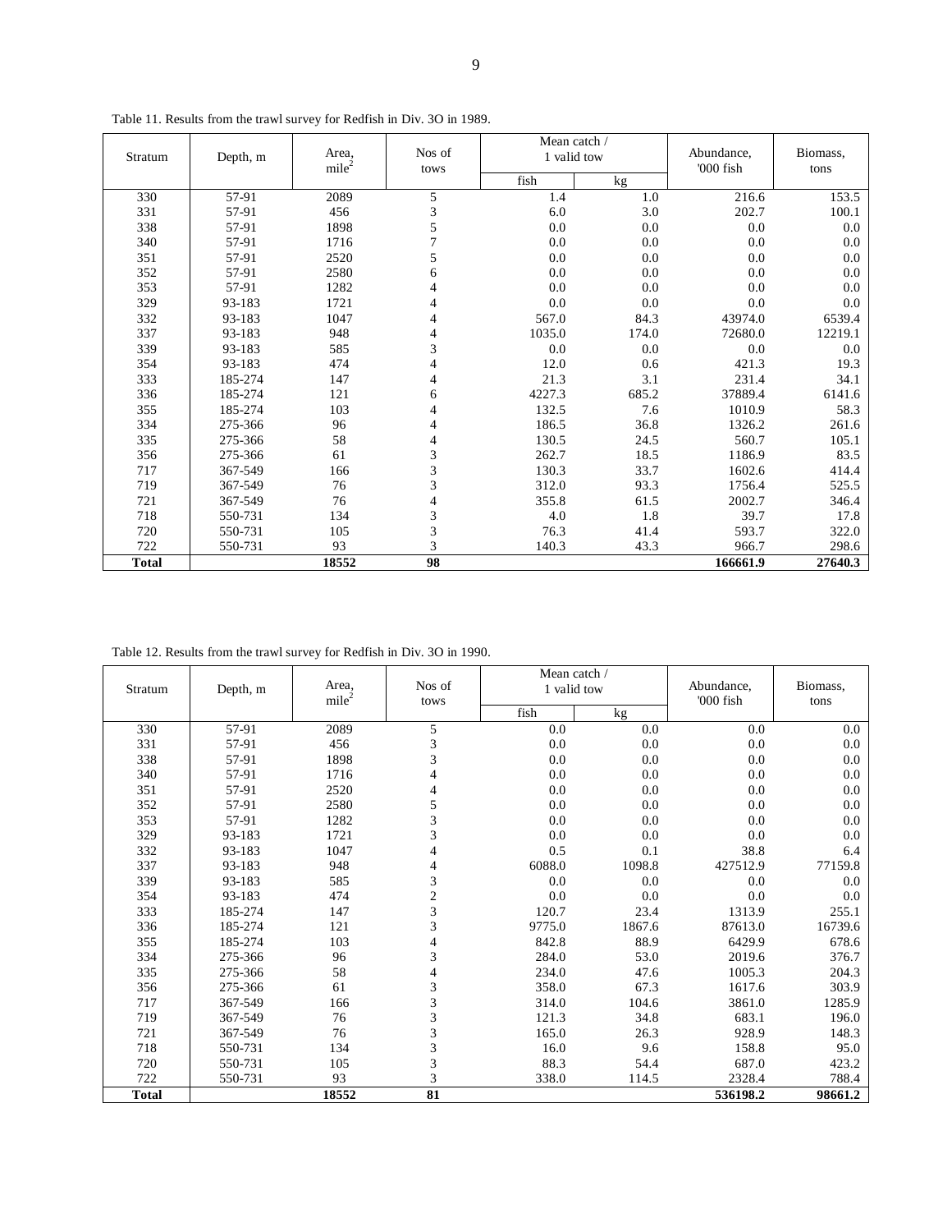Table 11. Results from the trawl survey for Redfish in Div. 3O in 1989.

| Stratum | Depth, m | Area, mile$^2$ | Nos of tows | Mean catch / 1 valid tow | | Abundance, '000 fish | Biomass, tons |
|---|---|---|---|---|---|---|---|
| | | | | fish | kg | | |
| 330 | 57-91 | 2089 | 5 | 1.4 | 1.0 | 216.6 | 153.5 |
| 331 | 57-91 | 456 | 3 | 6.0 | 3.0 | 202.7 | 100.1 |
| 338 | 57-91 | 1898 | 5 | 0.0 | 0.0 | 0.0 | 0.0 |
| 340 | 57-91 | 1716 | 7 | 0.0 | 0.0 | 0.0 | 0.0 |
| 351 | 57-91 | 2520 | 5 | 0.0 | 0.0 | 0.0 | 0.0 |
| 352 | 57-91 | 2580 | 6 | 0.0 | 0.0 | 0.0 | 0.0 |
| 353 | 57-91 | 1282 | 4 | 0.0 | 0.0 | 0.0 | 0.0 |
| 329 | 93-183 | 1721 | 4 | 0.0 | 0.0 | 0.0 | 0.0 |
| 332 | 93-183 | 1047 | 4 | 567.0 | 84.3 | 43974.0 | 6539.4 |
| 337 | 93-183 | 948 | 4 | 1035.0 | 174.0 | 72680.0 | 12219.1 |
| 339 | 93-183 | 585 | 3 | 0.0 | 0.0 | 0.0 | 0.0 |
| 354 | 93-183 | 474 | 4 | 12.0 | 0.6 | 421.3 | 19.3 |
| 333 | 185-274 | 147 | 4 | 21.3 | 3.1 | 231.4 | 34.1 |
| 336 | 185-274 | 121 | 6 | 4227.3 | 685.2 | 37889.4 | 6141.6 |
| 355 | 185-274 | 103 | 4 | 132.5 | 7.6 | 1010.9 | 58.3 |
| 334 | 275-366 | 96 | 4 | 186.5 | 36.8 | 1326.2 | 261.6 |
| 335 | 275-366 | 58 | 4 | 130.5 | 24.5 | 560.7 | 105.1 |
| 356 | 275-366 | 61 | 3 | 262.7 | 18.5 | 1186.9 | 83.5 |
| 717 | 367-549 | 166 | 3 | 130.3 | 33.7 | 1602.6 | 414.4 |
| 719 | 367-549 | 76 | 3 | 312.0 | 93.3 | 1756.4 | 525.5 |
| 721 | 367-549 | 76 | 4 | 355.8 | 61.5 | 2002.7 | 346.4 |
| 718 | 550-731 | 134 | 3 | 4.0 | 1.8 | 39.7 | 17.8 |
| 720 | 550-731 | 105 | 3 | 76.3 | 41.4 | 593.7 | 322.0 |
| 722 | 550-731 | 93 | 3 | 140.3 | 43.3 | 966.7 | 298.6 |
| **Total** | | **18552** | **98** | | | **166661.9** | **27640.3** |

Table 12. Results from the trawl survey for Redfish in Div. 3O in 1990.

| Stratum | Depth, m | Area, mile$^2$ | Nos of tows | Mean catch / 1 valid tow | | Abundance, '000 fish | Biomass, tons |
|---|---|---|---|---|---|---|---|
| | | | | fish | kg | | |
| 330 | 57-91 | 2089 | 5 | 0.0 | 0.0 | 0.0 | 0.0 |
| 331 | 57-91 | 456 | 3 | 0.0 | 0.0 | 0.0 | 0.0 |
| 338 | 57-91 | 1898 | 3 | 0.0 | 0.0 | 0.0 | 0.0 |
| 340 | 57-91 | 1716 | 4 | 0.0 | 0.0 | 0.0 | 0.0 |
| 351 | 57-91 | 2520 | 4 | 0.0 | 0.0 | 0.0 | 0.0 |
| 352 | 57-91 | 2580 | 5 | 0.0 | 0.0 | 0.0 | 0.0 |
| 353 | 57-91 | 1282 | 3 | 0.0 | 0.0 | 0.0 | 0.0 |
| 329 | 93-183 | 1721 | 3 | 0.0 | 0.0 | 0.0 | 0.0 |
| 332 | 93-183 | 1047 | 4 | 0.5 | 0.1 | 38.8 | 6.4 |
| 337 | 93-183 | 948 | 4 | 6088.0 | 1098.8 | 427512.9 | 77159.8 |
| 339 | 93-183 | 585 | 3 | 0.0 | 0.0 | 0.0 | 0.0 |
| 354 | 93-183 | 474 | 2 | 0.0 | 0.0 | 0.0 | 0.0 |
| 333 | 185-274 | 147 | 3 | 120.7 | 23.4 | 1313.9 | 255.1 |
| 336 | 185-274 | 121 | 3 | 9775.0 | 1867.6 | 87613.0 | 16739.6 |
| 355 | 185-274 | 103 | 4 | 842.8 | 88.9 | 6429.9 | 678.6 |
| 334 | 275-366 | 96 | 3 | 284.0 | 53.0 | 2019.6 | 376.7 |
| 335 | 275-366 | 58 | 4 | 234.0 | 47.6 | 1005.3 | 204.3 |
| 356 | 275-366 | 61 | 3 | 358.0 | 67.3 | 1617.6 | 303.9 |
| 717 | 367-549 | 166 | 3 | 314.0 | 104.6 | 3861.0 | 1285.9 |
| 719 | 367-549 | 76 | 3 | 121.3 | 34.8 | 683.1 | 196.0 |
| 721 | 367-549 | 76 | 3 | 165.0 | 26.3 | 928.9 | 148.3 |
| 718 | 550-731 | 134 | 3 | 16.0 | 9.6 | 158.8 | 95.0 |
| 720 | 550-731 | 105 | 3 | 88.3 | 54.4 | 687.0 | 423.2 |
| 722 | 550-731 | 93 | 3 | 338.0 | 114.5 | 2328.4 | 788.4 |
| **Total** | | **18552** | **81** | | | **536198.2** | **98661.2** |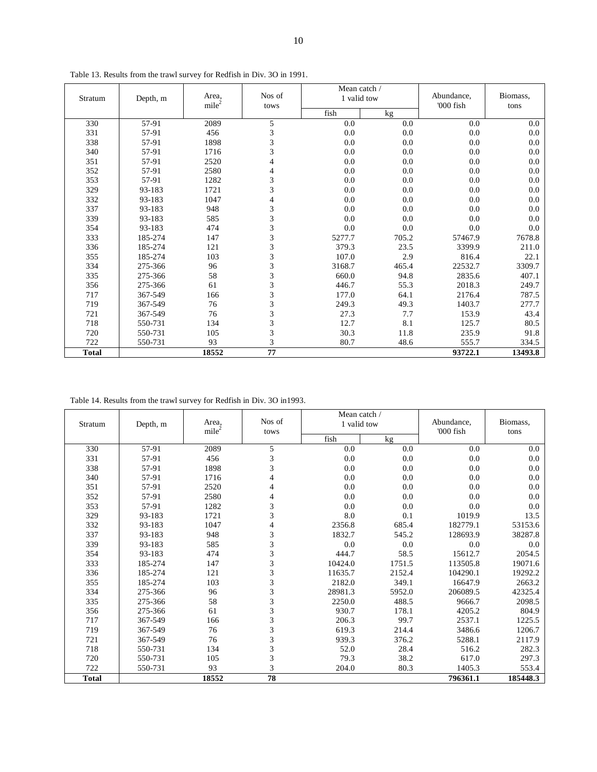Table 13. Results from the trawl survey for Redfish in Div. 3O in 1991.

| Stratum | Depth, m | Area, $mile^2$ | Nos of tows | Mean catch / 1 valid tow | | Abundance, '000 fish | Biomass, tons |
|---|---|---|---|---|---|---|---|
| | | | | fish | kg | | |
| 330 | 57-91 | 2089 | 5 | 0.0 | 0.0 | 0.0 | 0.0 |
| 331 | 57-91 | 456 | 3 | 0.0 | 0.0 | 0.0 | 0.0 |
| 338 | 57-91 | 1898 | 3 | 0.0 | 0.0 | 0.0 | 0.0 |
| 340 | 57-91 | 1716 | 3 | 0.0 | 0.0 | 0.0 | 0.0 |
| 351 | 57-91 | 2520 | 4 | 0.0 | 0.0 | 0.0 | 0.0 |
| 352 | 57-91 | 2580 | 4 | 0.0 | 0.0 | 0.0 | 0.0 |
| 353 | 57-91 | 1282 | 3 | 0.0 | 0.0 | 0.0 | 0.0 |
| 329 | 93-183 | 1721 | 3 | 0.0 | 0.0 | 0.0 | 0.0 |
| 332 | 93-183 | 1047 | 4 | 0.0 | 0.0 | 0.0 | 0.0 |
| 337 | 93-183 | 948 | 3 | 0.0 | 0.0 | 0.0 | 0.0 |
| 339 | 93-183 | 585 | 3 | 0.0 | 0.0 | 0.0 | 0.0 |
| 354 | 93-183 | 474 | 3 | 0.0 | 0.0 | 0.0 | 0.0 |
| 333 | 185-274 | 147 | 3 | 5277.7 | 705.2 | 57467.9 | 7678.8 |
| 336 | 185-274 | 121 | 3 | 379.3 | 23.5 | 3399.9 | 211.0 |
| 355 | 185-274 | 103 | 3 | 107.0 | 2.9 | 816.4 | 22.1 |
| 334 | 275-366 | 96 | 3 | 3168.7 | 465.4 | 22532.7 | 3309.7 |
| 335 | 275-366 | 58 | 3 | 660.0 | 94.8 | 2835.6 | 407.1 |
| 356 | 275-366 | 61 | 3 | 446.7 | 55.3 | 2018.3 | 249.7 |
| 717 | 367-549 | 166 | 3 | 177.0 | 64.1 | 2176.4 | 787.5 |
| 719 | 367-549 | 76 | 3 | 249.3 | 49.3 | 1403.7 | 277.7 |
| 721 | 367-549 | 76 | 3 | 27.3 | 7.7 | 153.9 | 43.4 |
| 718 | 550-731 | 134 | 3 | 12.7 | 8.1 | 125.7 | 80.5 |
| 720 | 550-731 | 105 | 3 | 30.3 | 11.8 | 235.9 | 91.8 |
| 722 | 550-731 | 93 | 3 | 80.7 | 48.6 | 555.7 | 334.5 |
| **Total** | | **18552** | **77** | | | **93722.1** | **13493.8** |

Table 14. Results from the trawl survey for Redfish in Div. 3O in1993.

| Stratum | Depth, m | Area, $mile^2$ | Nos of tows | Mean catch / 1 valid tow | | Abundance, '000 fish | Biomass, tons |
|---|---|---|---|---|---|---|---|
| | | | | fish | kg | | |
| 330 | 57-91 | 2089 | 5 | 0.0 | 0.0 | 0.0 | 0.0 |
| 331 | 57-91 | 456 | 3 | 0.0 | 0.0 | 0.0 | 0.0 |
| 338 | 57-91 | 1898 | 3 | 0.0 | 0.0 | 0.0 | 0.0 |
| 340 | 57-91 | 1716 | 4 | 0.0 | 0.0 | 0.0 | 0.0 |
| 351 | 57-91 | 2520 | 4 | 0.0 | 0.0 | 0.0 | 0.0 |
| 352 | 57-91 | 2580 | 4 | 0.0 | 0.0 | 0.0 | 0.0 |
| 353 | 57-91 | 1282 | 3 | 0.0 | 0.0 | 0.0 | 0.0 |
| 329 | 93-183 | 1721 | 3 | 8.0 | 0.1 | 1019.9 | 13.5 |
| 332 | 93-183 | 1047 | 4 | 2356.8 | 685.4 | 182779.1 | 53153.6 |
| 337 | 93-183 | 948 | 3 | 1832.7 | 545.2 | 128693.9 | 38287.8 |
| 339 | 93-183 | 585 | 3 | 0.0 | 0.0 | 0.0 | 0.0 |
| 354 | 93-183 | 474 | 3 | 444.7 | 58.5 | 15612.7 | 2054.5 |
| 333 | 185-274 | 147 | 3 | 10424.0 | 1751.5 | 113505.8 | 19071.6 |
| 336 | 185-274 | 121 | 3 | 11635.7 | 2152.4 | 104290.1 | 19292.2 |
| 355 | 185-274 | 103 | 3 | 2182.0 | 349.1 | 16647.9 | 2663.2 |
| 334 | 275-366 | 96 | 3 | 28981.3 | 5952.0 | 206089.5 | 42325.4 |
| 335 | 275-366 | 58 | 3 | 2250.0 | 488.5 | 9666.7 | 2098.5 |
| 356 | 275-366 | 61 | 3 | 930.7 | 178.1 | 4205.2 | 804.9 |
| 717 | 367-549 | 166 | 3 | 206.3 | 99.7 | 2537.1 | 1225.5 |
| 719 | 367-549 | 76 | 3 | 619.3 | 214.4 | 3486.6 | 1206.7 |
| 721 | 367-549 | 76 | 3 | 939.3 | 376.2 | 5288.1 | 2117.9 |
| 718 | 550-731 | 134 | 3 | 52.0 | 28.4 | 516.2 | 282.3 |
| 720 | 550-731 | 105 | 3 | 79.3 | 38.2 | 617.0 | 297.3 |
| 722 | 550-731 | 93 | 3 | 204.0 | 80.3 | 1405.3 | 553.4 |
| **Total** | | **18552** | **78** | | | **796361.1** | **185448.3** |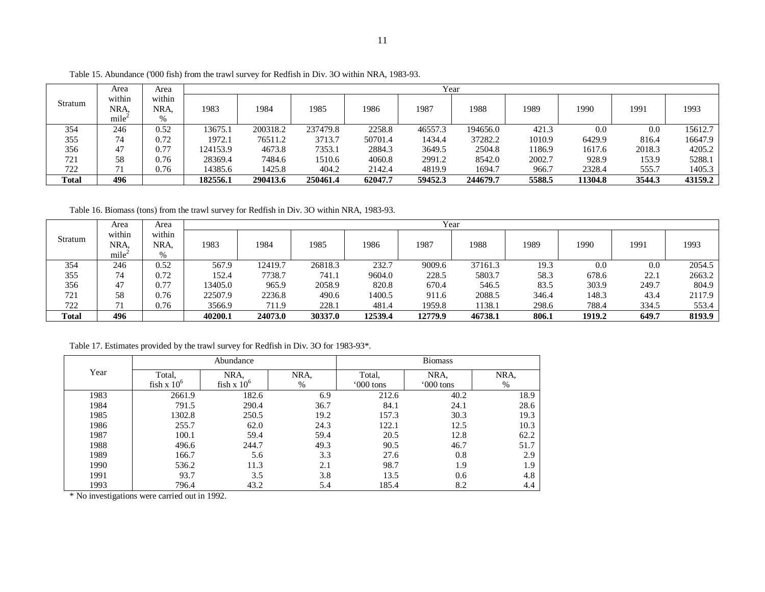Table 15. Abundance ('000 fish) from the trawl survey for Redfish in Div. 3O within NRA, 1983-93.

| Stratum | Area within NRA, mile$^2$ | Area within NRA, % | Year | | | | | | | | | |
|---|---|---|---|---|---|---|---|---|---|---|---|---|
| | | | 1983 | 1984 | 1985 | 1986 | 1987 | 1988 | 1989 | 1990 | 1991 | 1993 |
| 354 | 246 | 0.52 | 13675.1 | 200318.2 | 237479.8 | 2258.8 | 46557.3 | 194656.0 | 421.3 | 0.0 | 0.0 | 15612.7 |
| 355 | 74 | 0.72 | 1972.1 | 76511.2 | 3713.7 | 50701.4 | 1434.4 | 37282.2 | 1010.9 | 6429.9 | 816.4 | 16647.9 |
| 356 | 47 | 0.77 | 124153.9 | 4673.8 | 7353.1 | 2884.3 | 3649.5 | 2504.8 | 1186.9 | 1617.6 | 2018.3 | 4205.2 |
| 721 | 58 | 0.76 | 28369.4 | 7484.6 | 1510.6 | 4060.8 | 2991.2 | 8542.0 | 2002.7 | 928.9 | 153.9 | 5288.1 |
| 722 | 71 | 0.76 | 14385.6 | 1425.8 | 404.2 | 2142.4 | 4819.9 | 1694.7 | 966.7 | 2328.4 | 555.7 | 1405.3 |
| **Total** | **496** | | **182556.1** | **290413.6** | **250461.4** | **62047.7** | **59452.3** | **244679.7** | **5588.5** | **11304.8** | **3544.3** | **43159.2** |

Table 16. Biomass (tons) from the trawl survey for Redfish in Div. 3O within NRA, 1983-93.

| Stratum | Area within NRA, mile$^2$ | Area within NRA, % | Year | | | | | | | | | |
|---|---|---|---|---|---|---|---|---|---|---|---|---|
| | | | 1983 | 1984 | 1985 | 1986 | 1987 | 1988 | 1989 | 1990 | 1991 | 1993 |
| 354 | 246 | 0.52 | 567.9 | 12419.7 | 26818.3 | 232.7 | 9009.6 | 37161.3 | 19.3 | 0.0 | 0.0 | 2054.5 |
| 355 | 74 | 0.72 | 152.4 | 7738.7 | 741.1 | 9604.0 | 228.5 | 5803.7 | 58.3 | 678.6 | 22.1 | 2663.2 |
| 356 | 47 | 0.77 | 13405.0 | 965.9 | 2058.9 | 820.8 | 670.4 | 546.5 | 83.5 | 303.9 | 249.7 | 804.9 |
| 721 | 58 | 0.76 | 22507.9 | 2236.8 | 490.6 | 1400.5 | 911.6 | 2088.5 | 346.4 | 148.3 | 43.4 | 2117.9 |
| 722 | 71 | 0.76 | 3566.9 | 711.9 | 228.1 | 481.4 | 1959.8 | 1138.1 | 298.6 | 788.4 | 334.5 | 553.4 |
| **Total** | **496** | | **40200.1** | **24073.0** | **30337.0** | **12539.4** | **12779.9** | **46738.1** | **806.1** | **1919.2** | **649.7** | **8193.9** |

Table 17. Estimates provided by the trawl survey for Redfish in Div. 3O for 1983-93*.

| Year | Abundance | | | Biomass | | |
|---|---|---|---|---|---|---|
| | Total, fish x $10^6$ | NRA, fish x $10^6$ | NRA, % | Total, '000 tons | NRA, '000 tons | NRA, % |
| 1983 | 2661.9 | 182.6 | 6.9 | 212.6 | 40.2 | 18.9 |
| 1984 | 791.5 | 290.4 | 36.7 | 84.1 | 24.1 | 28.6 |
| 1985 | 1302.8 | 250.5 | 19.2 | 157.3 | 30.3 | 19.3 |
| 1986 | 255.7 | 62.0 | 24.3 | 122.1 | 12.5 | 10.3 |
| 1987 | 100.1 | 59.4 | 59.4 | 20.5 | 12.8 | 62.2 |
| 1988 | 496.6 | 244.7 | 49.3 | 90.5 | 46.7 | 51.7 |
| 1989 | 166.7 | 5.6 | 3.3 | 27.6 | 0.8 | 2.9 |
| 1990 | 536.2 | 11.3 | 2.1 | 98.7 | 1.9 | 1.9 |
| 1991 | 93.7 | 3.5 | 3.8 | 13.5 | 0.6 | 4.8 |
| 1993 | 796.4 | 43.2 | 5.4 | 185.4 | 8.2 | 4.4 |

* No investigations were carried out in 1992.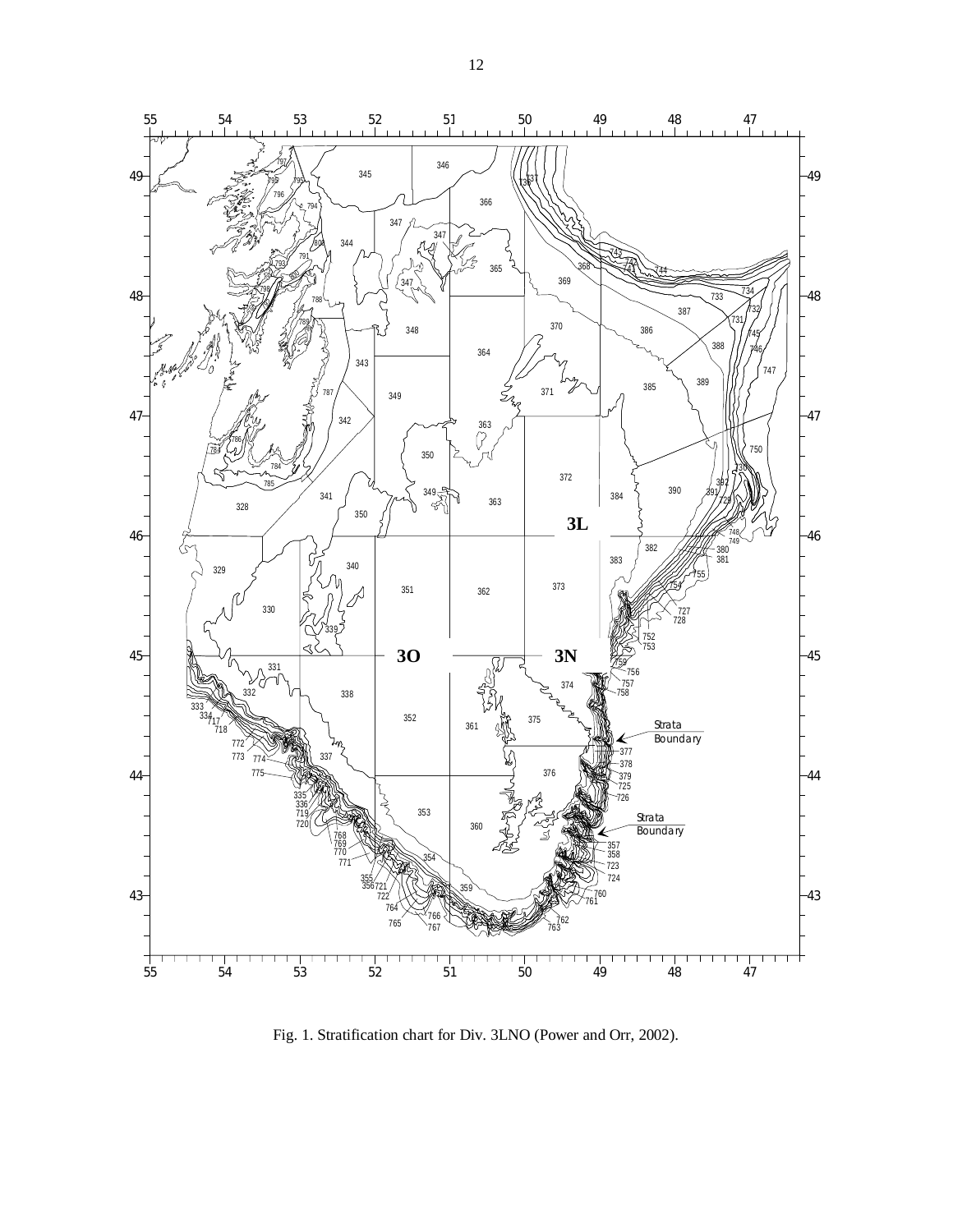Fig. 1. Stratification chart for Div. 3LNO (Power and Orr, 2002).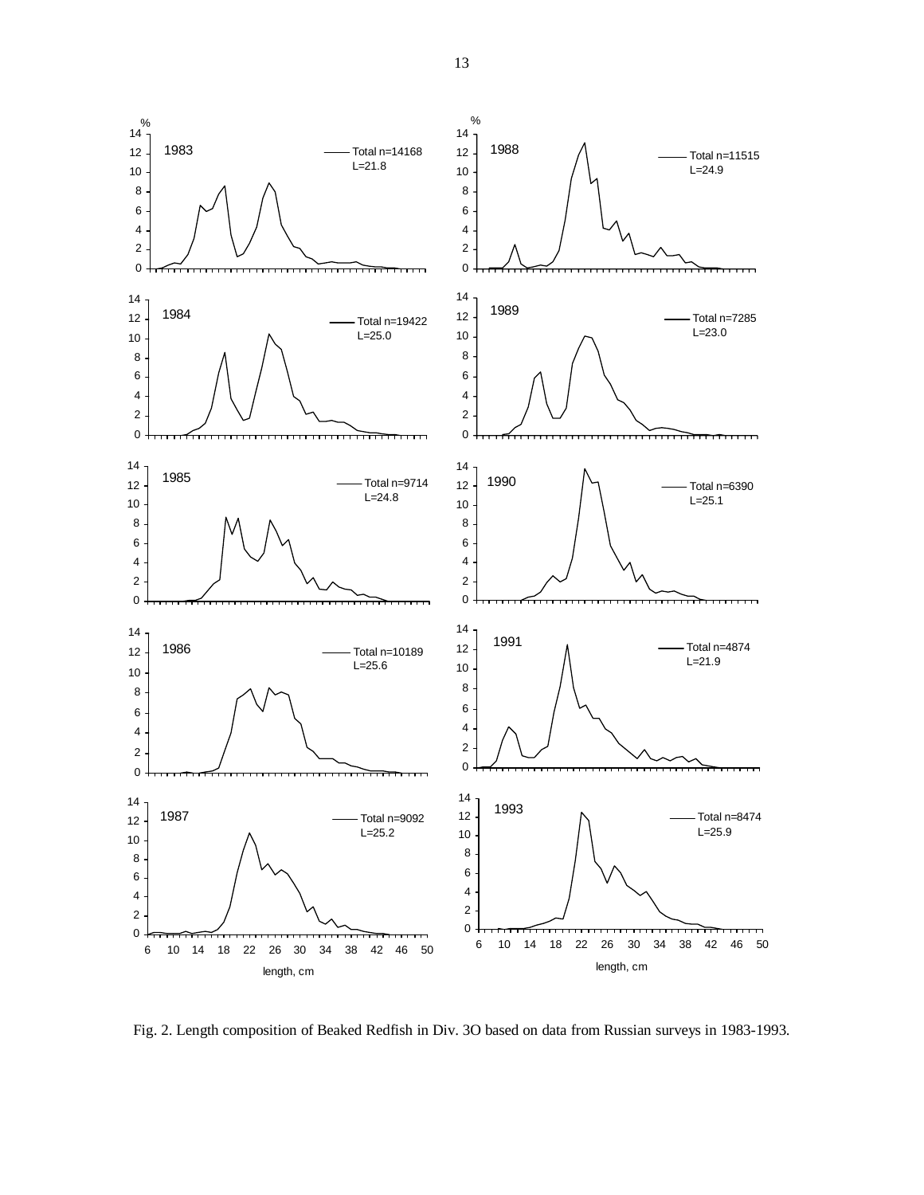%

1983

Total n=14168
L=21.8

1984

Total n=19422
L=25.0

1985

Total n=9714
L=24.8

1986

Total n=10189
L=25.6

1987

Total n=9092
L=25.2

length, cm

%

1988

Total n=11515
L=24.9

1989

Total n=7285
L=23.0

1990

Total n=6390
L=25.1

1991

Total n=4874
L=21.9

1993

Total n=8474
L=25.9

length, cm

Fig. 2. Length composition of Beaked Redfish in Div. 3O based on data from Russian surveys in 1983-1993.